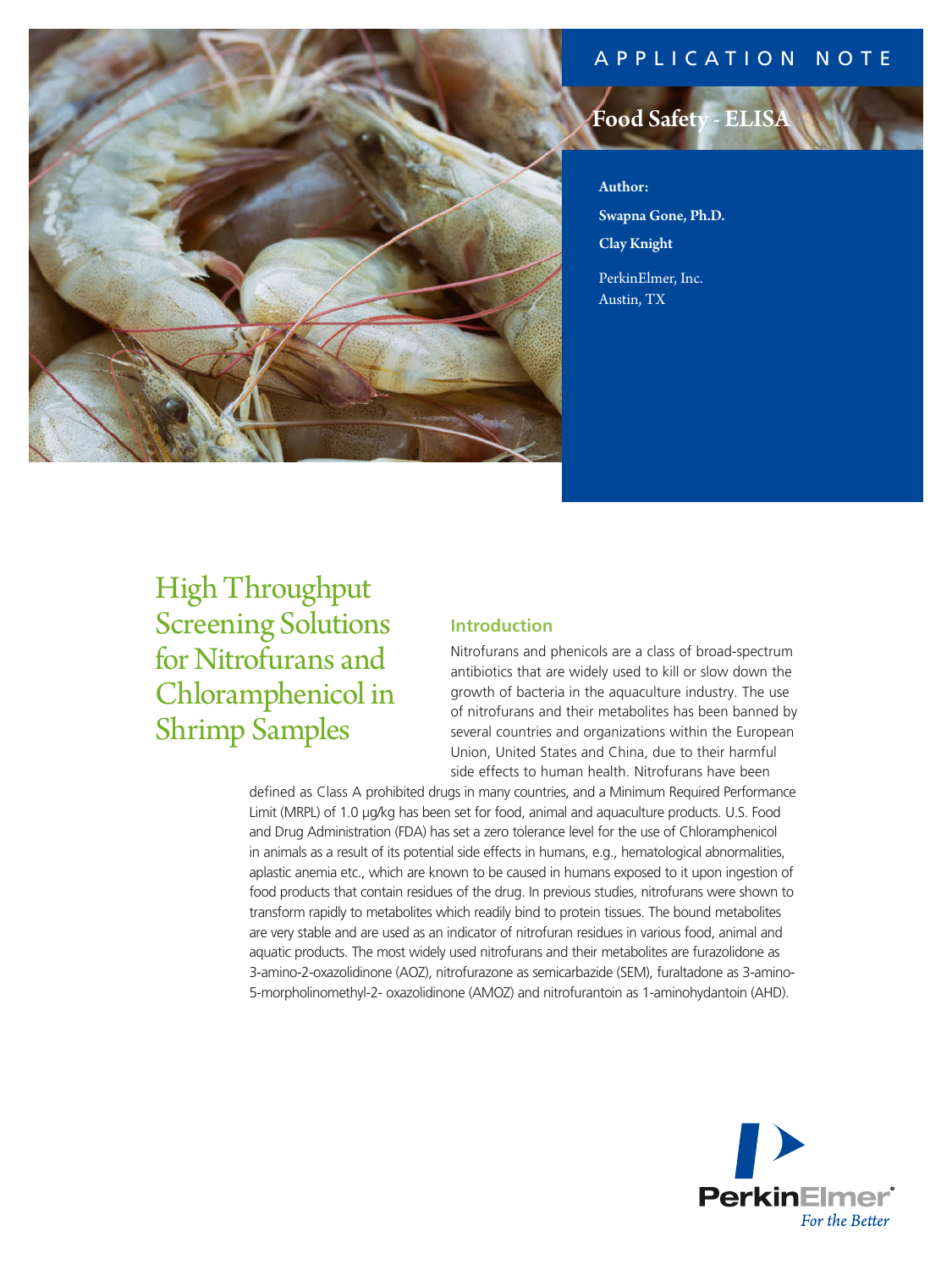APPLICATION NOTE

Food Safety - ELISA

**Author:**

**Swapna Gone, Ph.D.**

**Clay Knight**

PerkinElmer, Inc.
Austin, TX

# High Throughput Screening Solutions for Nitrofurans and Chloramphenicol in Shrimp Samples

## Introduction

Nitrofurans and phenicols are a class of broad-spectrum antibiotics that are widely used to kill or slow down the growth of bacteria in the aquaculture industry. The use of nitrofurans and their metabolites has been banned by several countries and organizations within the European Union, United States and China, due to their harmful side effects to human health. Nitrofurans have been defined as Class A prohibited drugs in many countries, and a Minimum Required Performance Limit (MRPL) of 1.0 µg/kg has been set for food, animal and aquaculture products. U.S. Food and Drug Administration (FDA) has set a zero tolerance level for the use of Chloramphenicol in animals as a result of its potential side effects in humans, e.g., hematological abnormalities, aplastic anemia etc., which are known to be caused in humans exposed to it upon ingestion of food products that contain residues of the drug. In previous studies, nitrofurans were shown to transform rapidly to metabolites which readily bind to protein tissues. The bound metabolites are very stable and are used as an indicator of nitrofuran residues in various food, animal and aquatic products. The most widely used nitrofurans and their metabolites are furazolidone as 3-amino-2-oxazolidinone (AOZ), nitrofurazone as semicarbazide (SEM), furaltadone as 3-amino-5-morpholinomethyl-2- oxazolidinone (AMOZ) and nitrofurantoin as 1-aminohydantoin (AHD).

PerkinElmer®
*For the Better*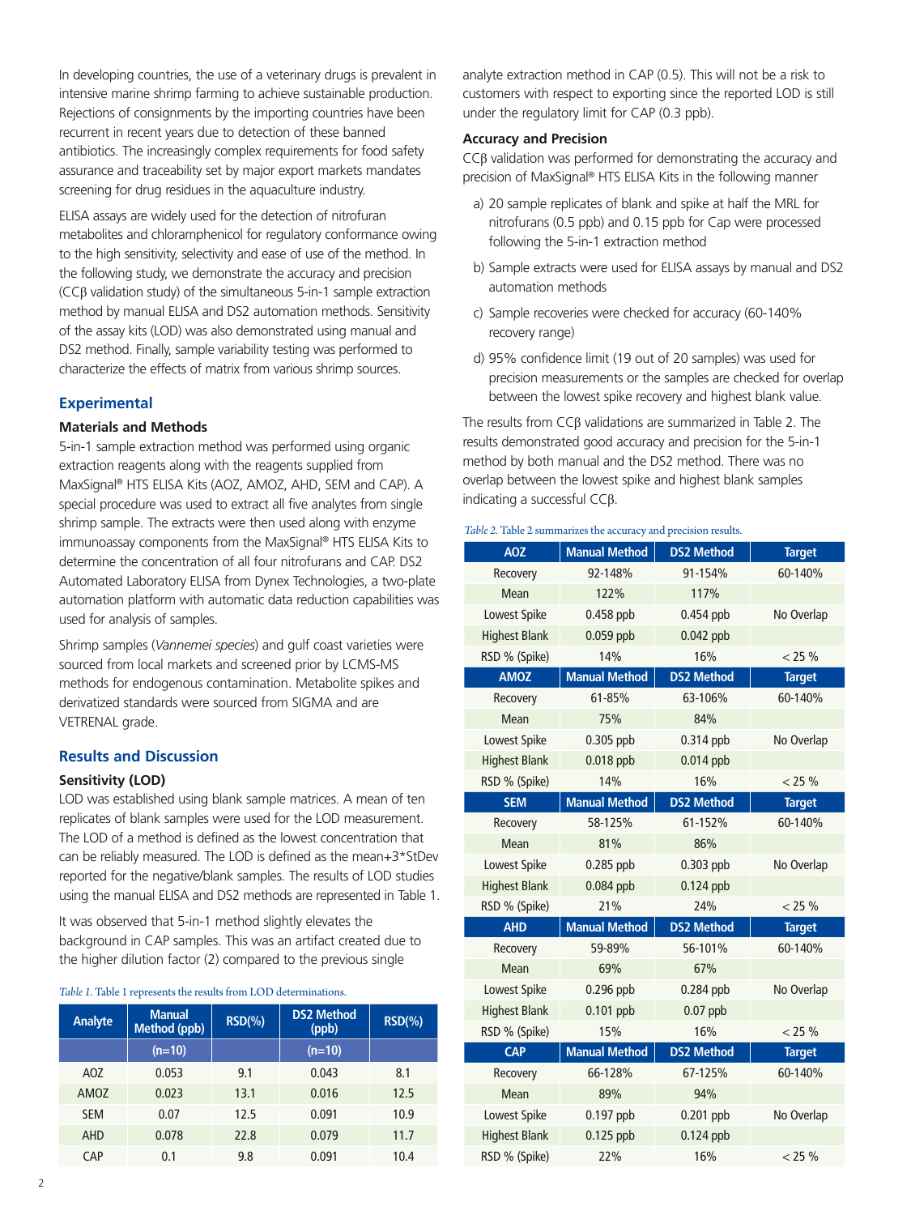In developing countries, the use of a veterinary drugs is prevalent in intensive marine shrimp farming to achieve sustainable production. Rejections of consignments by the importing countries have been recurrent in recent years due to detection of these banned antibiotics. The increasingly complex requirements for food safety assurance and traceability set by major export markets mandates screening for drug residues in the aquaculture industry.

ELISA assays are widely used for the detection of nitrofuran metabolites and chloramphenicol for regulatory conformance owing to the high sensitivity, selectivity and ease of use of the method. In the following study, we demonstrate the accuracy and precision (CCβ validation study) of the simultaneous 5-in-1 sample extraction method by manual ELISA and DS2 automation methods. Sensitivity of the assay kits (LOD) was also demonstrated using manual and DS2 method. Finally, sample variability testing was performed to characterize the effects of matrix from various shrimp sources.

## Experimental

### Materials and Methods

5-in-1 sample extraction method was performed using organic extraction reagents along with the reagents supplied from MaxSignal® HTS ELISA Kits (AOZ, AMOZ, AHD, SEM and CAP). A special procedure was used to extract all five analytes from single shrimp sample. The extracts were then used along with enzyme immunoassay components from the MaxSignal® HTS ELISA Kits to determine the concentration of all four nitrofurans and CAP. DS2 Automated Laboratory ELISA from Dynex Technologies, a two-plate automation platform with automatic data reduction capabilities was used for analysis of samples.

Shrimp samples (*Vannemei species*) and gulf coast varieties were sourced from local markets and screened prior by LCMS-MS methods for endogenous contamination. Metabolite spikes and derivatized standards were sourced from SIGMA and are VETRENAL grade.

## Results and Discussion

### Sensitivity (LOD)

LOD was established using blank sample matrices. A mean of ten replicates of blank samples were used for the LOD measurement. The LOD of a method is defined as the lowest concentration that can be reliably measured. The LOD is defined as the mean+3*StDev reported for the negative/blank samples. The results of LOD studies using the manual ELISA and DS2 methods are represented in Table 1.

It was observed that 5-in-1 method slightly elevates the background in CAP samples. This was an artifact created due to the higher dilution factor (2) compared to the previous single analyte extraction method in CAP (0.5). This will not be a risk to customers with respect to exporting since the reported LOD is still under the regulatory limit for CAP (0.3 ppb).

*Table 1.* Table 1 represents the results from LOD determinations.

| Analyte | Manual Method (ppb) | RSD(%) | DS2 Method (ppb) | RSD(%) |
|---|---|---|---|---|
| | (n=10) | | (n=10) | |
| AOZ | 0.053 | 9.1 | 0.043 | 8.1 |
| AMOZ | 0.023 | 13.1 | 0.016 | 12.5 |
| SEM | 0.07 | 12.5 | 0.091 | 10.9 |
| AHD | 0.078 | 22.8 | 0.079 | 11.7 |
| CAP | 0.1 | 9.8 | 0.091 | 10.4 |

### Accuracy and Precision

CCβ validation was performed for demonstrating the accuracy and precision of MaxSignal® HTS ELISA Kits in the following manner

a) 20 sample replicates of blank and spike at half the MRL for nitrofurans (0.5 ppb) and 0.15 ppb for Cap were processed following the 5-in-1 extraction method

b) Sample extracts were used for ELISA assays by manual and DS2 automation methods

c) Sample recoveries were checked for accuracy (60-140% recovery range)

d) 95% confidence limit (19 out of 20 samples) was used for precision measurements or the samples are checked for overlap between the lowest spike recovery and highest blank value.

The results from CCβ validations are summarized in Table 2. The results demonstrated good accuracy and precision for the 5-in-1 method by both manual and the DS2 method. There was no overlap between the lowest spike and highest blank samples indicating a successful CCβ.

*Table 2.* Table 2 summarizes the accuracy and precision results.

| AOZ | Manual Method | DS2 Method | Target |
|---|---|---|---|
| Recovery | 92-148% | 91-154% | 60-140% |
| Mean | 122% | 117% | |
| Lowest Spike | 0.458 ppb | 0.454 ppb | No Overlap |
| Highest Blank | 0.059 ppb | 0.042 ppb | |
| RSD % (Spike) | 14% | 16% | < 25 % |
| **AMOZ** | **Manual Method** | **DS2 Method** | **Target** |
| Recovery | 61-85% | 63-106% | 60-140% |
| Mean | 75% | 84% | |
| Lowest Spike | 0.305 ppb | 0.314 ppb | No Overlap |
| Highest Blank | 0.018 ppb | 0.014 ppb | |
| RSD % (Spike) | 14% | 16% | < 25 % |
| **SEM** | **Manual Method** | **DS2 Method** | **Target** |
| Recovery | 58-125% | 61-152% | 60-140% |
| Mean | 81% | 86% | |
| Lowest Spike | 0.285 ppb | 0.303 ppb | No Overlap |
| Highest Blank | 0.084 ppb | 0.124 ppb | |
| RSD % (Spike) | 21% | 24% | < 25 % |
| **AHD** | **Manual Method** | **DS2 Method** | **Target** |
| Recovery | 59-89% | 56-101% | 60-140% |
| Mean | 69% | 67% | |
| Lowest Spike | 0.296 ppb | 0.284 ppb | No Overlap |
| Highest Blank | 0.101 ppb | 0.07 ppb | |
| RSD % (Spike) | 15% | 16% | < 25 % |
| **CAP** | **Manual Method** | **DS2 Method** | **Target** |
| Recovery | 66-128% | 67-125% | 60-140% |
| Mean | 89% | 94% | |
| Lowest Spike | 0.197 ppb | 0.201 ppb | No Overlap |
| Highest Blank | 0.125 ppb | 0.124 ppb | |
| RSD % (Spike) | 22% | 16% | < 25 % |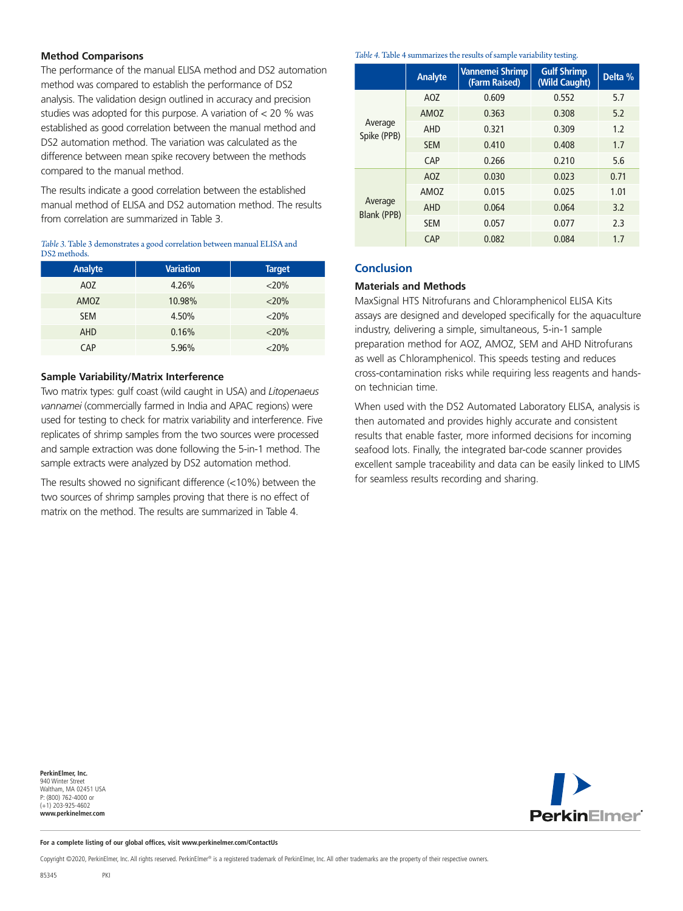### Method Comparisons

The performance of the manual ELISA method and DS2 automation method was compared to establish the performance of DS2 analysis. The validation design outlined in accuracy and precision studies was adopted for this purpose. A variation of < 20 % was established as good correlation between the manual method and DS2 automation method. The variation was calculated as the difference between mean spike recovery between the methods compared to the manual method.

The results indicate a good correlation between the established manual method of ELISA and DS2 automation method. The results from correlation are summarized in Table 3.

*Table 3.* Table 3 demonstrates a good correlation between manual ELISA and DS2 methods.

| Analyte | Variation | Target |
|---|---|---|
| AOZ | 4.26% | <20% |
| AMOZ | 10.98% | <20% |
| SEM | 4.50% | <20% |
| AHD | 0.16% | <20% |
| CAP | 5.96% | <20% |

### Sample Variability/Matrix Interference

Two matrix types: gulf coast (wild caught in USA) and *Litopenaeus vannamei* (commercially farmed in India and APAC regions) were used for testing to check for matrix variability and interference. Five replicates of shrimp samples from the two sources were processed and sample extraction was done following the 5-in-1 method. The sample extracts were analyzed by DS2 automation method.

The results showed no significant difference (<10%) between the two sources of shrimp samples proving that there is no effect of matrix on the method. The results are summarized in Table 4.

*Table 4.* Table 4 summarizes the results of sample variability testing.

| | Analyte | Vannemei Shrimp (Farm Raised) | Gulf Shrimp (Wild Caught) | Delta % |
|---|---|---|---|---|
| Average Spike (PPB) | AOZ | 0.609 | 0.552 | 5.7 |
| | AMOZ | 0.363 | 0.308 | 5.2 |
| | AHD | 0.321 | 0.309 | 1.2 |
| | SEM | 0.410 | 0.408 | 1.7 |
| | CAP | 0.266 | 0.210 | 5.6 |
| Average Blank (PPB) | AOZ | 0.030 | 0.023 | 0.71 |
| | AMOZ | 0.015 | 0.025 | 1.01 |
| | AHD | 0.064 | 0.064 | 3.2 |
| | SEM | 0.057 | 0.077 | 2.3 |
| | CAP | 0.082 | 0.084 | 1.7 |

## Conclusion

### Materials and Methods

MaxSignal HTS Nitrofurans and Chloramphenicol ELISA Kits assays are designed and developed specifically for the aquaculture industry, delivering a simple, simultaneous, 5-in-1 sample preparation method for AOZ, AMOZ, SEM and AHD Nitrofurans as well as Chloramphenicol. This speeds testing and reduces cross-contamination risks while requiring less reagents and hands-on technician time.

When used with the DS2 Automated Laboratory ELISA, analysis is then automated and provides highly accurate and consistent results that enable faster, more informed decisions for incoming seafood lots. Finally, the integrated bar-code scanner provides excellent sample traceability and data can be easily linked to LIMS for seamless results recording and sharing.

**PerkinElmer, Inc.**
940 Winter Street
Waltham, MA 02451 USA
P: (800) 762-4000 or
(+1) 203-925-4602
**www.perkinelmer.com**

**For a complete listing of our global offices, visit www.perkinelmer.com/ContactUs**

Copyright ©2020, PerkinElmer, Inc. All rights reserved. PerkinElmer® is a registered trademark of PerkinElmer, Inc. All other trademarks are the property of their respective owners.

85345 PKI